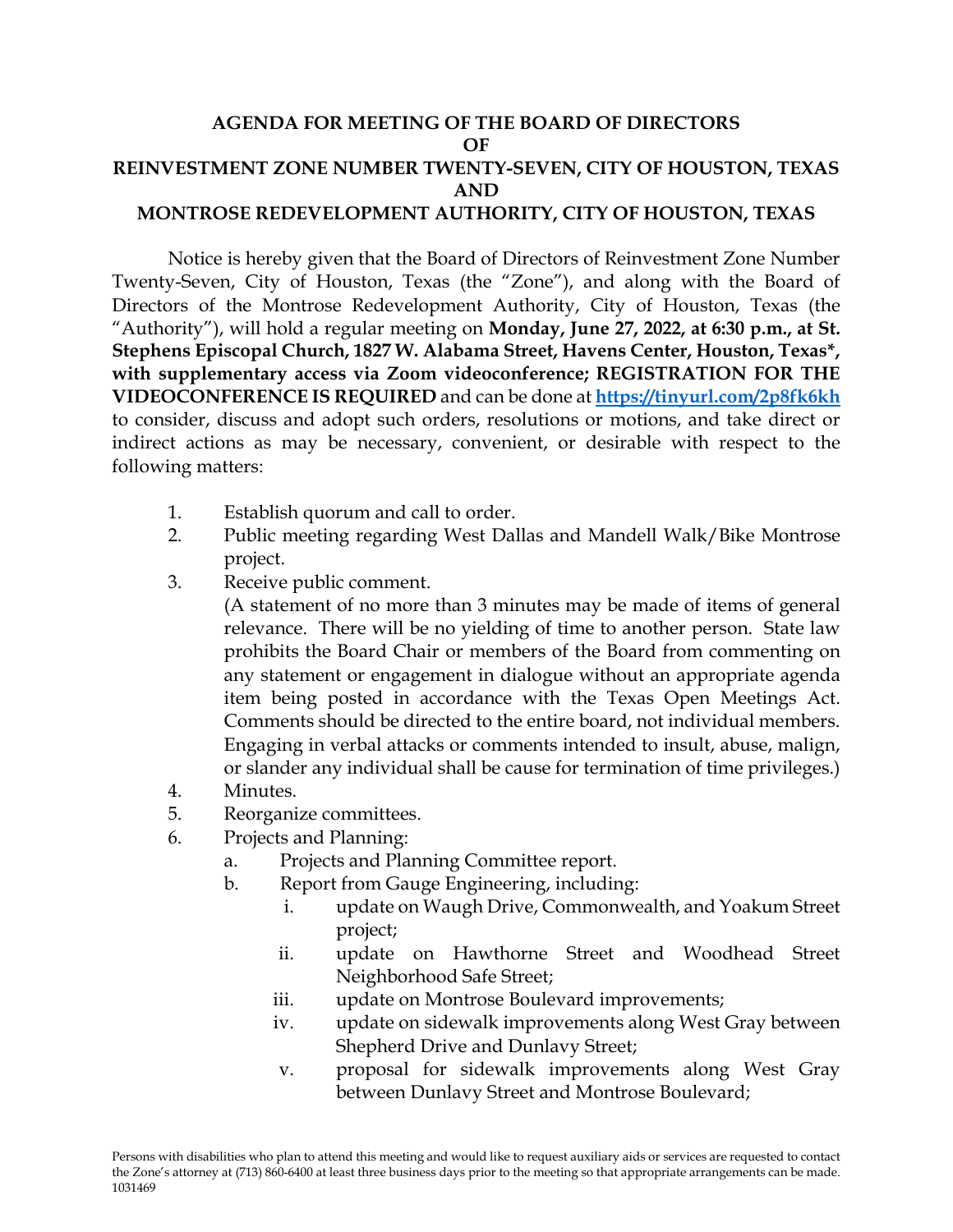# AGENDA FOR MEETING OF THE BOARD OF DIRECTORS OF REINVESTMENT ZONE NUMBER TWENTY-SEVEN, CITY OF HOUSTON, TEXAS AND MONTROSE REDEVELOPMENT AUTHORITY, CITY OF HOUSTON, TEXAS

Notice is hereby given that the Board of Directors of Reinvestment Zone Number Twenty-Seven, City of Houston, Texas (the "Zone"), and along with the Board of Directors of the Montrose Redevelopment Authority, City of Houston, Texas (the "Authority"), will hold a regular meeting on **Monday, June 27, 2022, at 6:30 p.m., at St. Stephens Episcopal Church, 1827 W. Alabama Street, Havens Center, Houston, Texas\*, with supplementary access via Zoom videoconference; REGISTRATION FOR THE VIDEOCONFERENCE IS REQUIRED** and can be done at **[https://tinyurl.com/2p8fk6kh](https://tinyurl.com/2p8fk6kh)** to consider, discuss and adopt such orders, resolutions or motions, and take direct or indirect actions as may be necessary, convenient, or desirable with respect to the following matters:

1. Establish quorum and call to order.
2. Public meeting regarding West Dallas and Mandell Walk/Bike Montrose project.
3. Receive public comment.
   (A statement of no more than 3 minutes may be made of items of general relevance. There will be no yielding of time to another person. State law prohibits the Board Chair or members of the Board from commenting on any statement or engagement in dialogue without an appropriate agenda item being posted in accordance with the Texas Open Meetings Act. Comments should be directed to the entire board, not individual members. Engaging in verbal attacks or comments intended to insult, abuse, malign, or slander any individual shall be cause for termination of time privileges.)
4. Minutes.
5. Reorganize committees.
6. Projects and Planning:
   a. Projects and Planning Committee report.
   b. Report from Gauge Engineering, including:
      i. update on Waugh Drive, Commonwealth, and Yoakum Street project;
      ii. update on Hawthorne Street and Woodhead Street Neighborhood Safe Street;
      iii. update on Montrose Boulevard improvements;
      iv. update on sidewalk improvements along West Gray between Shepherd Drive and Dunlavy Street;
      v. proposal for sidewalk improvements along West Gray between Dunlavy Street and Montrose Boulevard;

Persons with disabilities who plan to attend this meeting and would like to request auxiliary aids or services are requested to contact the Zone's attorney at (713) 860-6400 at least three business days prior to the meeting so that appropriate arrangements can be made.
1031469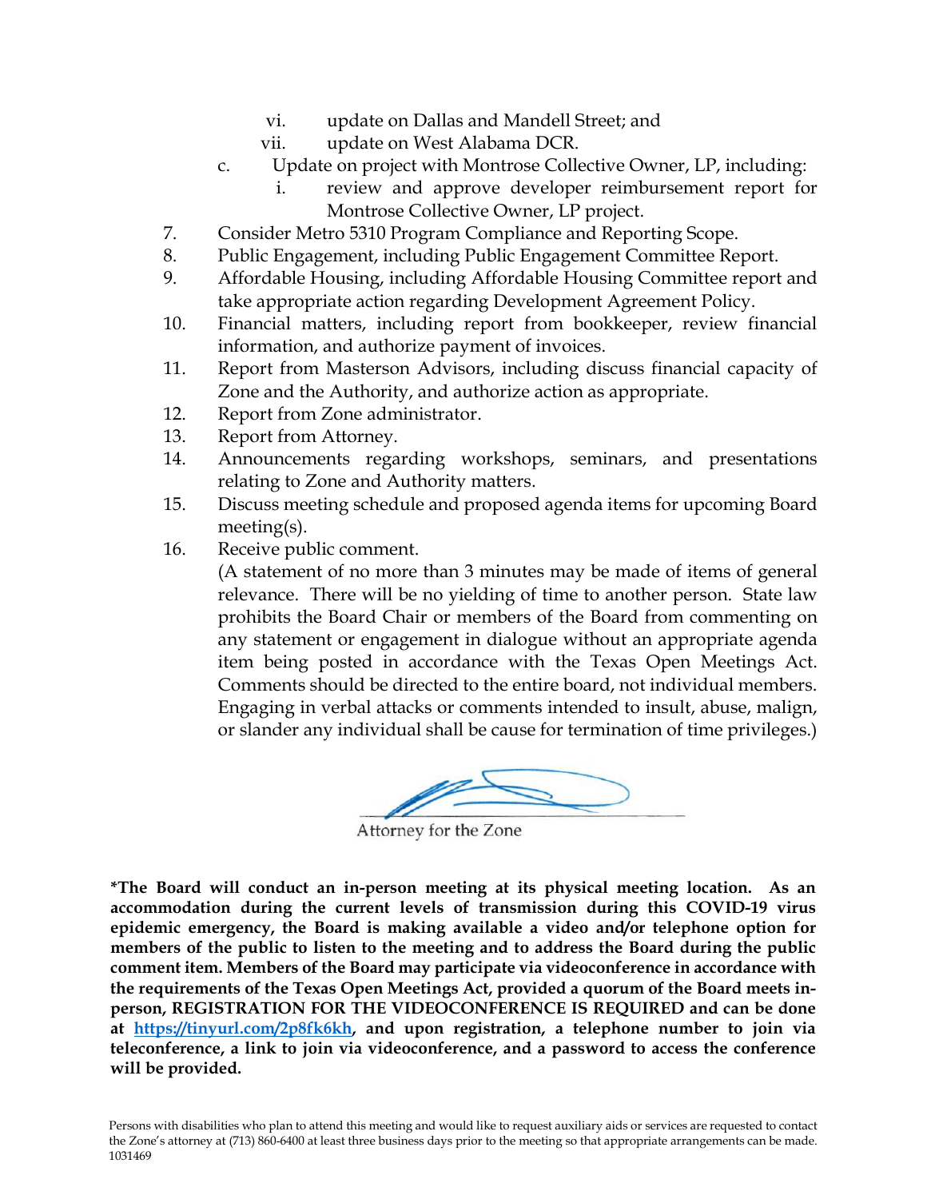vi. update on Dallas and Mandell Street; and

vii. update on West Alabama DCR.

c. Update on project with Montrose Collective Owner, LP, including:

i. review and approve developer reimbursement report for Montrose Collective Owner, LP project.

7. Consider Metro 5310 Program Compliance and Reporting Scope.
8. Public Engagement, including Public Engagement Committee Report.
9. Affordable Housing, including Affordable Housing Committee report and take appropriate action regarding Development Agreement Policy.
10. Financial matters, including report from bookkeeper, review financial information, and authorize payment of invoices.
11. Report from Masterson Advisors, including discuss financial capacity of Zone and the Authority, and authorize action as appropriate.
12. Report from Zone administrator.
13. Report from Attorney.
14. Announcements regarding workshops, seminars, and presentations relating to Zone and Authority matters.
15. Discuss meeting schedule and proposed agenda items for upcoming Board meeting(s).
16. Receive public comment.

    (A statement of no more than 3 minutes may be made of items of general relevance. There will be no yielding of time to another person. State law prohibits the Board Chair or members of the Board from commenting on any statement or engagement in dialogue without an appropriate agenda item being posted in accordance with the Texas Open Meetings Act. Comments should be directed to the entire board, not individual members. Engaging in verbal attacks or comments intended to insult, abuse, malign, or slander any individual shall be cause for termination of time privileges.)

Attorney for the Zone

**\*The Board will conduct an in-person meeting at its physical meeting location. As an accommodation during the current levels of transmission during this COVID-19 virus epidemic emergency, the Board is making available a video and/or telephone option for members of the public to listen to the meeting and to address the Board during the public comment item. Members of the Board may participate via videoconference in accordance with the requirements of the Texas Open Meetings Act, provided a quorum of the Board meets in-person, REGISTRATION FOR THE VIDEOCONFERENCE IS REQUIRED and can be done at [https://tinyurl.com/2p8fk6kh](https://tinyurl.com/2p8fk6kh), and upon registration, a telephone number to join via teleconference, a link to join via videoconference, and a password to access the conference will be provided.**

Persons with disabilities who plan to attend this meeting and would like to request auxiliary aids or services are requested to contact the Zone's attorney at (713) 860-6400 at least three business days prior to the meeting so that appropriate arrangements can be made.
1031469